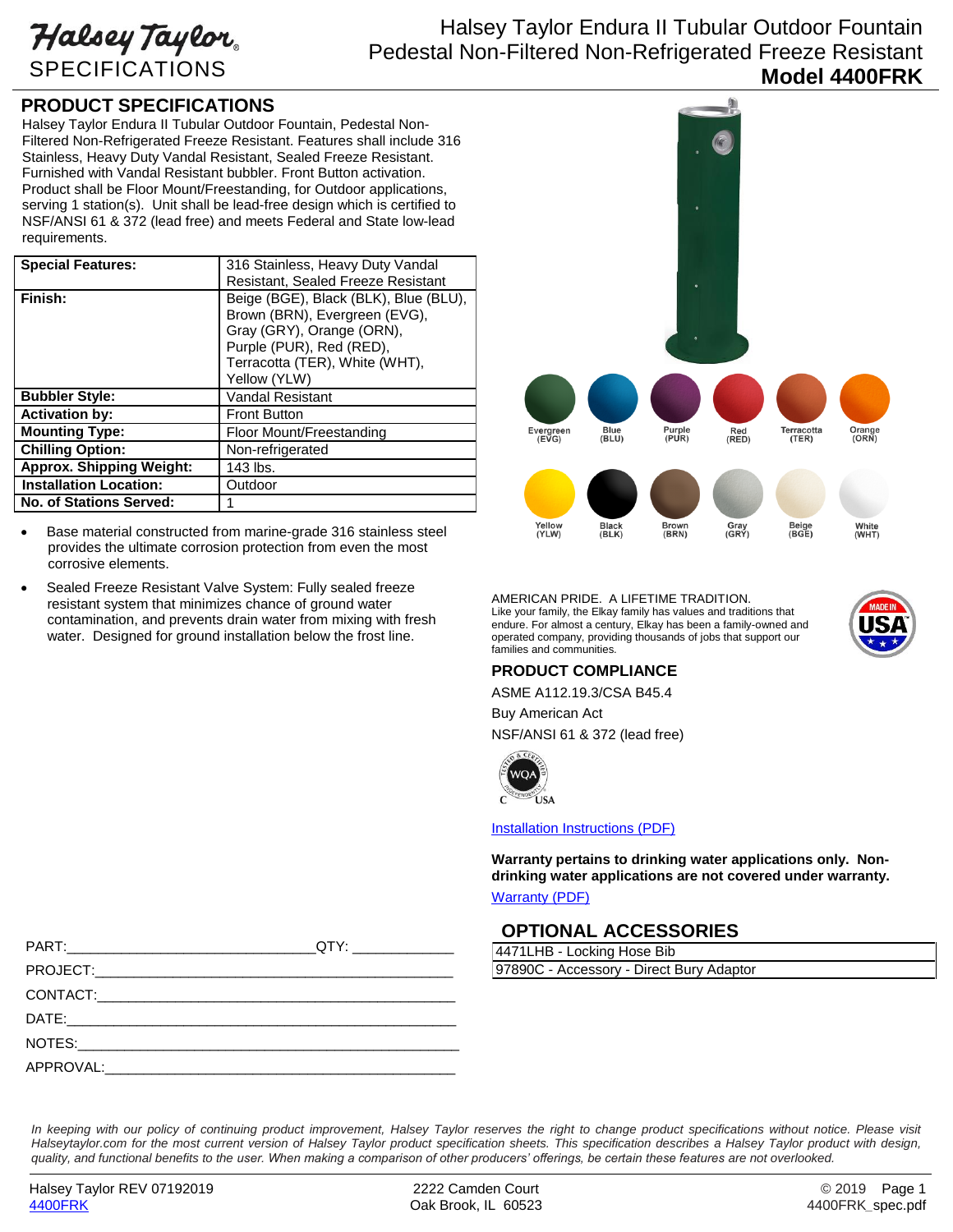Halsey Taylor
SPECIFICATIONS

# Halsey Taylor Endura II Tubular Outdoor Fountain Pedestal Non-Filtered Non-Refrigerated Freeze Resistant

**Model 4400FRK**

## PRODUCT SPECIFICATIONS

Halsey Taylor Endura II Tubular Outdoor Fountain, Pedestal Non-Filtered Non-Refrigerated Freeze Resistant. Features shall include 316 Stainless, Heavy Duty Vandal Resistant, Sealed Freeze Resistant. Furnished with Vandal Resistant bubbler. Front Button activation. Product shall be Floor Mount/Freestanding, for Outdoor applications, serving 1 station(s). Unit shall be lead-free design which is certified to NSF/ANSI 61 & 372 (lead free) and meets Federal and State low-lead requirements.

| | |
|---|---|
| **Special Features:** | 316 Stainless, Heavy Duty Vandal Resistant, Sealed Freeze Resistant |
| **Finish:** | Beige (BGE), Black (BLK), Blue (BLU), Brown (BRN), Evergreen (EVG), Gray (GRY), Orange (ORN), Purple (PUR), Red (RED), Terracotta (TER), White (WHT), Yellow (YLW) |
| **Bubbler Style:** | Vandal Resistant |
| **Activation by:** | Front Button |
| **Mounting Type:** | Floor Mount/Freestanding |
| **Chilling Option:** | Non-refrigerated |
| **Approx. Shipping Weight:** | 143 lbs. |
| **Installation Location:** | Outdoor |
| **No. of Stations Served:** | 1 |

- Base material constructed from marine-grade 316 stainless steel provides the ultimate corrosion protection from even the most corrosive elements.
- Sealed Freeze Resistant Valve System: Fully sealed freeze resistant system that minimizes chance of ground water contamination, and prevents drain water from mixing with fresh water. Designed for ground installation below the frost line.

Evergreen (EVG) · Blue (BLU) · Purple (PUR) · Red (RED) · Terracotta (TER) · Orange (ORN)

Yellow (YLW) · Black (BLK) · Brown (BRN) · Gray (GRY) · Beige (BGE) · White (WHT)

AMERICAN PRIDE. A LIFETIME TRADITION.
Like your family, the Elkay family has values and traditions that endure. For almost a century, Elkay has been a family-owned and operated company, providing thousands of jobs that support our families and communities.

MADE IN USA

## PRODUCT COMPLIANCE

ASME A112.19.3/CSA B45.4

Buy American Act

NSF/ANSI 61 & 372 (lead free)

WQA Tested & Certified C USA

Installation Instructions (PDF)

**Warranty pertains to drinking water applications only. Non-drinking water applications are not covered under warranty.**

Warranty (PDF)

## OPTIONAL ACCESSORIES

| |
|---|
| 4471LHB - Locking Hose Bib |
| 97890C - Accessory - Direct Bury Adaptor |

PART:______________________________QTY: ____________

PROJECT:____________________________________________

CONTACT:____________________________________________

DATE:_______________________________________________

NOTES:______________________________________________

APPROVAL:___________________________________________

*In keeping with our policy of continuing product improvement, Halsey Taylor reserves the right to change product specifications without notice. Please visit Halseytaylor.com for the most current version of Halsey Taylor product specification sheets. This specification describes a Halsey Taylor product with design, quality, and functional benefits to the user. When making a comparison of other producers' offerings, be certain these features are not overlooked.*

Halsey Taylor REV 07192019
4400FRK

2222 Camden Court
Oak Brook, IL 60523

© 2019
4400FRK_spec.pdf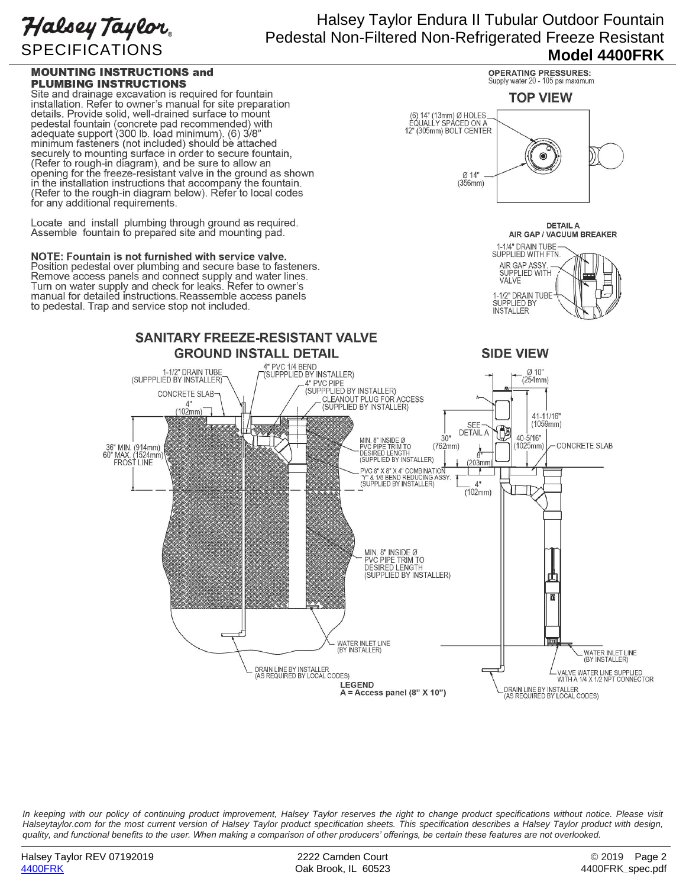# Halsey Taylor SPECIFICATIONS

## Halsey Taylor Endura II Tubular Outdoor Fountain Pedestal Non-Filtered Non-Refrigerated Freeze Resistant

**Model 4400FRK**

### MOUNTING INSTRUCTIONS and PLUMBING INSTRUCTIONS

Site and drainage excavation is required for fountain installation. Refer to owner's manual for site preparation details. Provide solid, well-drained surface to mount pedestal fountain (concrete pad recommended) with adequate support (300 lb. load minimum). (6) 3/8" minimum fasteners (not included) should be attached securely to mounting surface in order to secure fountain, (Refer to rough-in diagram), and be sure to allow an opening for the freeze-resistant valve in the ground as shown in the installation instructions that accompany the fountain. (Refer to the rough-in diagram below). Refer to local codes for any additional requirements.

Locate and install plumbing through ground as required. Assemble fountain to prepared site and mounting pad.

**NOTE: Fountain is not furnished with service valve.**
Position pedestal over plumbing and secure base to fasteners. Remove access panels and connect supply and water lines. Turn on water supply and check for leaks. Refer to owner's manual for detailed instructions. Reassemble access panels to pedestal. Trap and service stop not included.

**OPERATING PRESSURES:**
Supply water 20 - 105 psi maximum

**TOP VIEW**

(6) 14" (13mm) Ø HOLES EQUALLY SPACED ON A 12" (305mm) BOLT CENTER
Ø 14" (356mm)

**DETAIL A**
**AIR GAP / VACUUM BREAKER**

1-1/4" DRAIN TUBE SUPPLIED WITH FTN.
AIR GAP ASSY. SUPPLIED WITH VALVE
1-1/2" DRAIN TUBE SUPPLIED BY INSTALLER

**SANITARY FREEZE-RESISTANT VALVE GROUND INSTALL DETAIL**

1-1/2" DRAIN TUBE (SUPPPLIED BY INSTALLER)
4" PVC 1/4 BEND (SUPPPLIED BY INSTALLER)
4" PVC PIPE (SUPPPLIED BY INSTALLER)
CLEANOUT PLUG FOR ACCESS (SUPPLIED BY INSTALLER)
CONCRETE SLAB
4" (102mm)
36" MIN. (914mm)
60" MAX. (1524mm)
FROST LINE
MIN. 8" INSIDE Ø PVC PIPE TRIM TO DESIRED LENGTH (SUPPLIED BY INSTALLER)
PVC 8" X 8" X 4" COMBINATION "Y" & 1/8 BEND REDUCING ASSY. (SUPPLIED BY INSTALLER)
MIN. 8" INSIDE Ø PVC PIPE TRIM TO DESIRED LENGTH (SUPPLIED BY INSTALLER)
WATER INLET LINE (BY INSTALLER)
DRAIN LINE BY INSTALLER (AS REQUIRED BY LOCAL CODES)

**SIDE VIEW**

Ø 10" (254mm)
SEE DETAIL A
41-11/16" (1059mm)
40-5/16" (1025mm)
30" (762mm)
8" (203mm)
4" (102mm)
CONCRETE SLAB
WATER INLET LINE (BY INSTALLER)
VALVE WATER LINE SUPPLIED WITH A 1/4 X 1/2 NPT CONNECTOR
DRAIN LINE BY INSTALLER (AS REQUIRED BY LOCAL CODES)

**LEGEND**
**A = Access panel (8" X 10")**

*In keeping with our policy of continuing product improvement, Halsey Taylor reserves the right to change product specifications without notice. Please visit Halseytaylor.com for the most current version of Halsey Taylor product specification sheets. This specification describes a Halsey Taylor product with design, quality, and functional benefits to the user. When making a comparison of other producers' offerings, be certain these features are not overlooked.*

Halsey Taylor REV 07192019
4400FRK

2222 Camden Court
Oak Brook, IL 60523

© 2019
4400FRK_spec.pdf